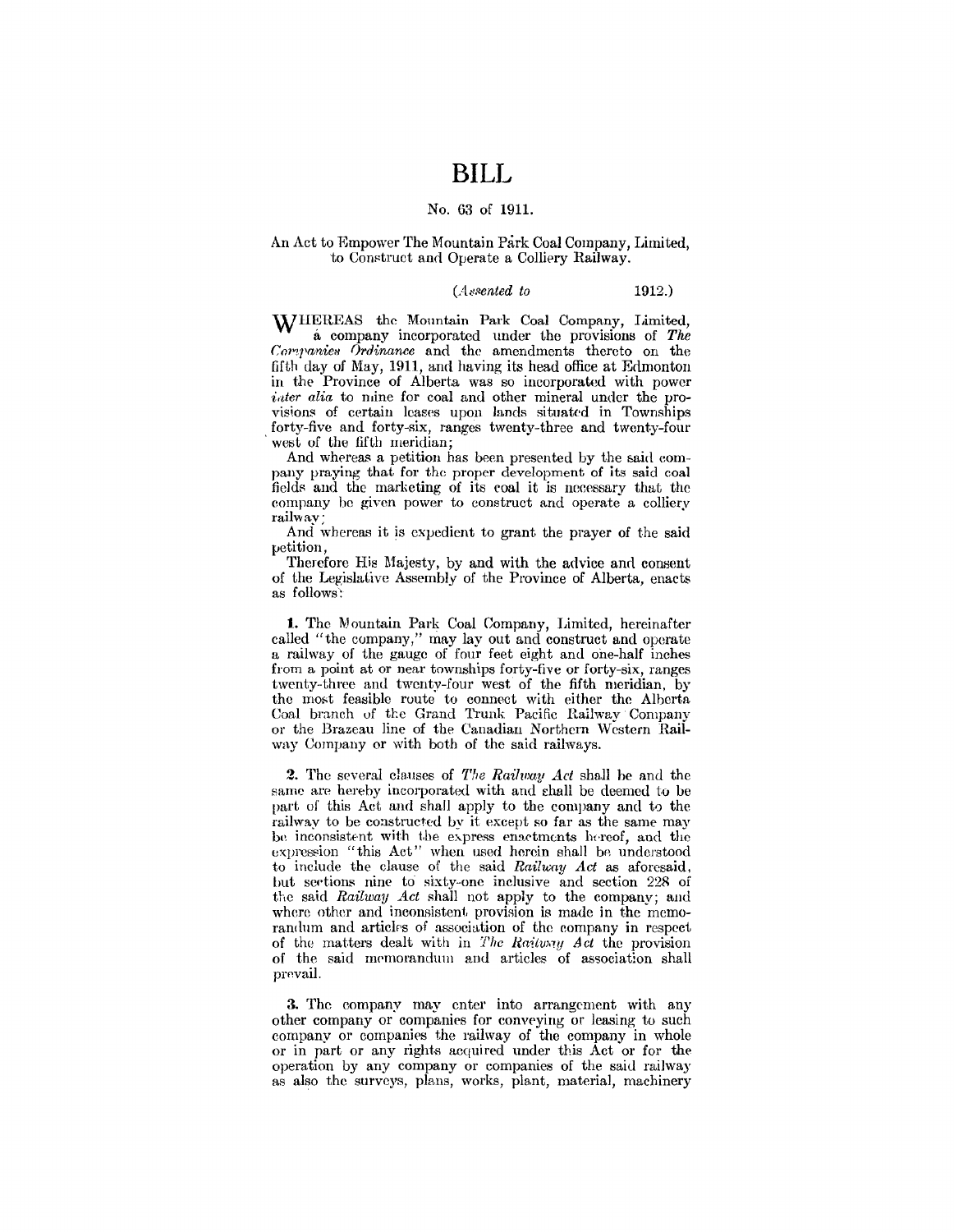# BILL

No. 63 of 1911.

An Act to Empower The Mountain Park Coal Company, Limited, to Construct and Operate a Colliery Railway.

(*Assented to* 1912.)

WHEREAS the Mountain Park Coal Company, Limited, a company incorporated under the provisions of *The Companies Ordinance* and the amendments thereto on the fifth day of May, 1911, and having its head office at Edmonton in the Province of Alberta was so incorporated with power *inter alia* to mine for coal and other mineral under the provisions of certain leases upon lands situated in Townships forty-five and forty-six, ranges twenty-three and twenty-four west of the fifth meridian;

And whereas a petition has been presented by the said company praying that for the proper development of its said coal fields and the marketing of its coal it is necessary that the company be given power to construct and operate a colliery railway;

And whereas it is expedient to grant the prayer of the said petition,

Therefore His Majesty, by and with the advice and consent of the Legislative Assembly of the Province of Alberta, enacts as follows:

**1.** The Mountain Park Coal Company, Limited, hereinafter called "the company," may lay out and construct and operate a railway of the gauge of four feet eight and one-half inches from a point at or near townships forty-five or forty-six, ranges twenty-three and twenty-four west of the fifth meridian, by the most feasible route to connect with either the Alberta Coal branch of the Grand Trunk Pacific Railway Company or the Brazeau line of the Canadian Northern Western Railway Company or with both of the said railways.

**2.** The several clauses of *The Railway Act* shall be and the same are hereby incorporated with and shall be deemed to be part of this Act and shall apply to the company and to the railway to be constructed by it except so far as the same may be inconsistent with the express enactments hereof, and the expression "this Act" when used herein shall be understood to include the clause of the said *Railway Act* as aforesaid, but sections nine to sixty-one inclusive and section 228 of the said *Railway Act* shall not apply to the company; and where other and inconsistent provision is made in the memorandum and articles of association of the company in respect of the matters dealt with in *The Railway Act* the provision of the said memorandum and articles of association shall prevail.

**3.** The company may enter into arrangement with any other company or companies for conveying or leasing to such company or companies the railway of the company in whole or in part or any rights acquired under this Act or for the operation by any company or companies of the said railway as also the surveys, plans, works, plant, material, machinery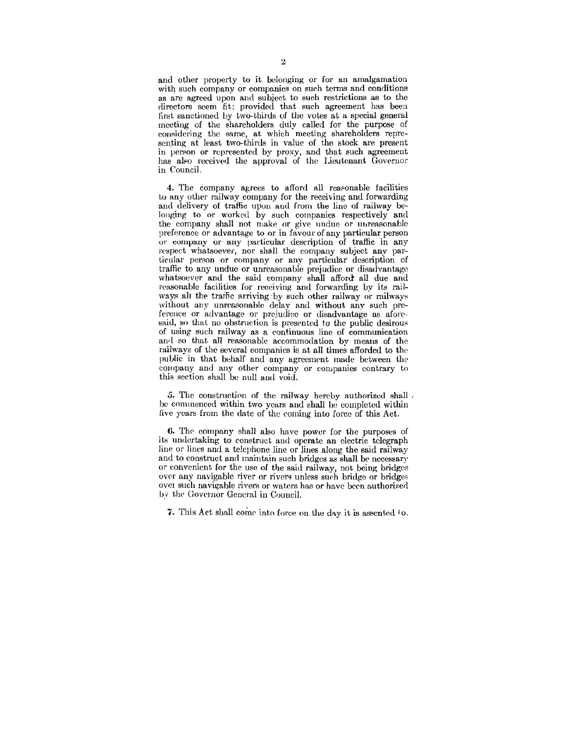and other property to it belonging or for an amalgamation with such company or companies on such terms and conditions as are agreed upon and subject to such restrictions as to the directors seem fit: provided that such agreement has been first sanctioned by two-thirds of the votes at a special general meeting of the shareholders duly called for the purpose of considering the same, at which meeting shareholders representing at least two-thirds in value of the stock are present in person or represented by proxy, and that such agreement has also received the approval of the Lieutenant Governor in Council.

**4.** The company agrees to afford all reasonable facilities to any other railway company for the receiving and forwarding and delivery of traffic upon and from the line of railway belonging to or worked by such companies respectively and the company shall not make or give undue or unreasonable preference or advantage to or in favour of any particular person or company or any particular description of traffic in any respect whatsoever, nor shall the company subject any particular person or company or any particular description of traffic to any undue or unreasonable prejudice or disadvantage whatsoever and the said company shall afford all due and reasonable facilities for receiving and forwarding by its railways all the traffic arriving by such other railway or railways without any unreasonable delay and without any such preference or advantage or prejudice or disadvantage as aforesaid, so that no obstruction is presented to the public desirous of using such railway as a continuous line of communication and so that all reasonable accommodation by means of the railways of the several companies is at all times afforded to the public in that behalf and any agreement made between the company and any other company or companies contrary to this section shall be null and void.

**5.** The construction of the railway hereby authorized shall be commenced within two years and shall be completed within five years from the date of the coming into force of this Act.

**6.** The company shall also have power for the purposes of its undertaking to construct and operate an electric telegraph line or lines and a telephone line or lines along the said railway and to construct and maintain such bridges as shall be necessary or convenient for the use of the said railway, not being bridges over any navigable river or rivers unless such bridge or bridges over such navigable rivers or waters has or have been authorized by the Governor General in Council.

**7.** This Act shall come into force on the day it is assented to.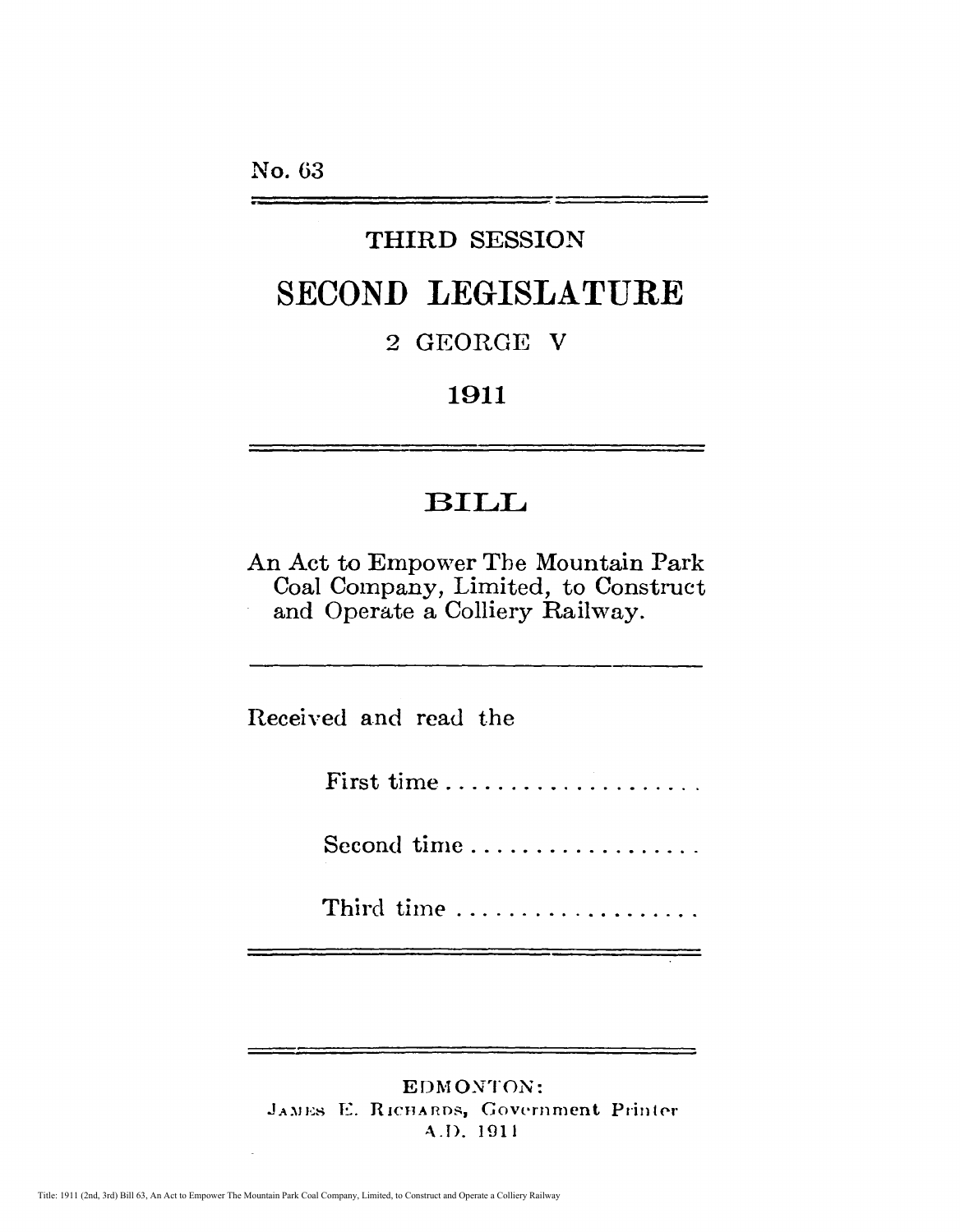No. 63

THIRD SESSION

# SECOND LEGISLATURE

2 GEORGE V

1911

## BILL

An Act to Empower The Mountain Park Coal Company, Limited, to Construct and Operate a Colliery Railway.

Received and read the

First time ....................

Second time ..................

Third time ...................

EDMONTON:
JAMES E. RICHARDS, Government Printer
A.D. 1911